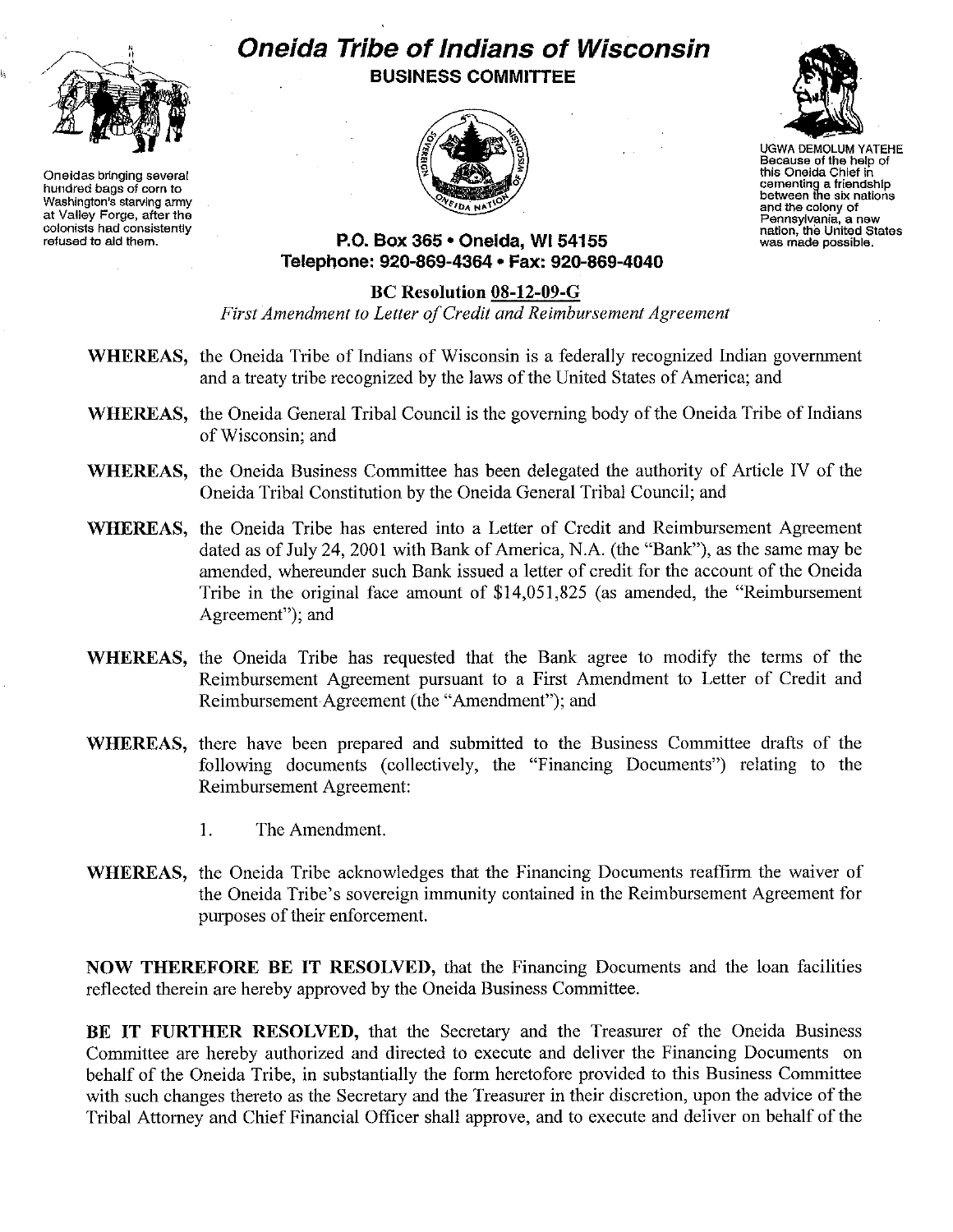# Oneida Tribe of Indians of Wisconsin

## BUSINESS COMMITTEE

Oneidas bringing several hundred bags of corn to Washington's starving army at Valley Forge, after the colonists had consistently refused to aid them.

UGWA DEMOLUM YATEHE Because of the help of this Oneida Chief in cementing a friendship between the six nations and the colony of Pennsylvania, a new nation, the United States was made possible.

**P.O. Box 365 • Oneida, WI 54155**
**Telephone: 920-869-4364 • Fax: 920-869-4040**

**BC Resolution 08-12-09-G**
*First Amendment to Letter of Credit and Reimbursement Agreement*

**WHEREAS,** the Oneida Tribe of Indians of Wisconsin is a federally recognized Indian government and a treaty tribe recognized by the laws of the United States of America; and

**WHEREAS,** the Oneida General Tribal Council is the governing body of the Oneida Tribe of Indians of Wisconsin; and

**WHEREAS,** the Oneida Business Committee has been delegated the authority of Article IV of the Oneida Tribal Constitution by the Oneida General Tribal Council; and

**WHEREAS,** the Oneida Tribe has entered into a Letter of Credit and Reimbursement Agreement dated as of July 24, 2001 with Bank of America, N.A. (the "Bank"), as the same may be amended, whereunder such Bank issued a letter of credit for the account of the Oneida Tribe in the original face amount of $14,051,825 (as amended, the "Reimbursement Agreement"); and

**WHEREAS,** the Oneida Tribe has requested that the Bank agree to modify the terms of the Reimbursement Agreement pursuant to a First Amendment to Letter of Credit and Reimbursement Agreement (the "Amendment"); and

**WHEREAS,** there have been prepared and submitted to the Business Committee drafts of the following documents (collectively, the "Financing Documents") relating to the Reimbursement Agreement:

1. The Amendment.

**WHEREAS,** the Oneida Tribe acknowledges that the Financing Documents reaffirm the waiver of the Oneida Tribe's sovereign immunity contained in the Reimbursement Agreement for purposes of their enforcement.

**NOW THEREFORE BE IT RESOLVED,** that the Financing Documents and the loan facilities reflected therein are hereby approved by the Oneida Business Committee.

**BE IT FURTHER RESOLVED,** that the Secretary and the Treasurer of the Oneida Business Committee are hereby authorized and directed to execute and deliver the Financing Documents on behalf of the Oneida Tribe, in substantially the form heretofore provided to this Business Committee with such changes thereto as the Secretary and the Treasurer in their discretion, upon the advice of the Tribal Attorney and Chief Financial Officer shall approve, and to execute and deliver on behalf of the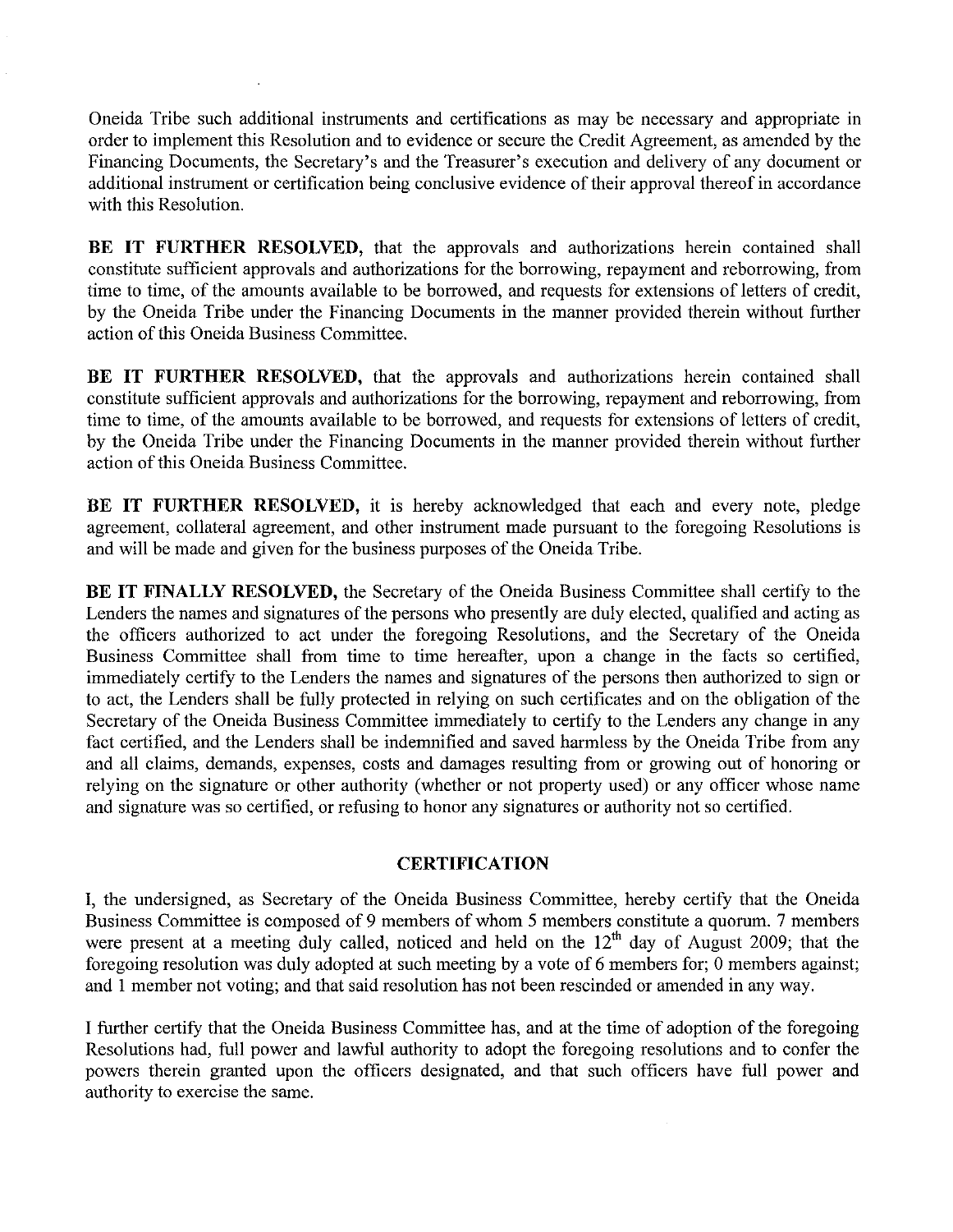Oneida Tribe such additional instruments and certifications as may be necessary and appropriate in order to implement this Resolution and to evidence or secure the Credit Agreement, as amended by the Financing Documents, the Secretary's and the Treasurer's execution and delivery of any document or additional instrument or certification being conclusive evidence of their approval thereof in accordance with this Resolution.

**BE IT FURTHER RESOLVED,** that the approvals and authorizations herein contained shall constitute sufficient approvals and authorizations for the borrowing, repayment and reborrowing, from time to time, of the amounts available to be borrowed, and requests for extensions of letters of credit, by the Oneida Tribe under the Financing Documents in the manner provided therein without further action of this Oneida Business Committee.

**BE IT FURTHER RESOLVED,** that the approvals and authorizations herein contained shall constitute sufficient approvals and authorizations for the borrowing, repayment and reborrowing, from time to time, of the amounts available to be borrowed, and requests for extensions of letters of credit, by the Oneida Tribe under the Financing Documents in the manner provided therein without further action of this Oneida Business Committee.

**BE IT FURTHER RESOLVED,** it is hereby acknowledged that each and every note, pledge agreement, collateral agreement, and other instrument made pursuant to the foregoing Resolutions is and will be made and given for the business purposes of the Oneida Tribe.

**BE IT FINALLY RESOLVED,** the Secretary of the Oneida Business Committee shall certify to the Lenders the names and signatures of the persons who presently are duly elected, qualified and acting as the officers authorized to act under the foregoing Resolutions, and the Secretary of the Oneida Business Committee shall from time to time hereafter, upon a change in the facts so certified, immediately certify to the Lenders the names and signatures of the persons then authorized to sign or to act, the Lenders shall be fully protected in relying on such certificates and on the obligation of the Secretary of the Oneida Business Committee immediately to certify to the Lenders any change in any fact certified, and the Lenders shall be indemnified and saved harmless by the Oneida Tribe from any and all claims, demands, expenses, costs and damages resulting from or growing out of honoring or relying on the signature or other authority (whether or not property used) or any officer whose name and signature was so certified, or refusing to honor any signatures or authority not so certified.

## CERTIFICATION

I, the undersigned, as Secretary of the Oneida Business Committee, hereby certify that the Oneida Business Committee is composed of 9 members of whom 5 members constitute a quorum. 7 members were present at a meeting duly called, noticed and held on the 12th day of August 2009; that the foregoing resolution was duly adopted at such meeting by a vote of 6 members for; 0 members against; and 1 member not voting; and that said resolution has not been rescinded or amended in any way.

I further certify that the Oneida Business Committee has, and at the time of adoption of the foregoing Resolutions had, full power and lawful authority to adopt the foregoing resolutions and to confer the powers therein granted upon the officers designated, and that such officers have full power and authority to exercise the same.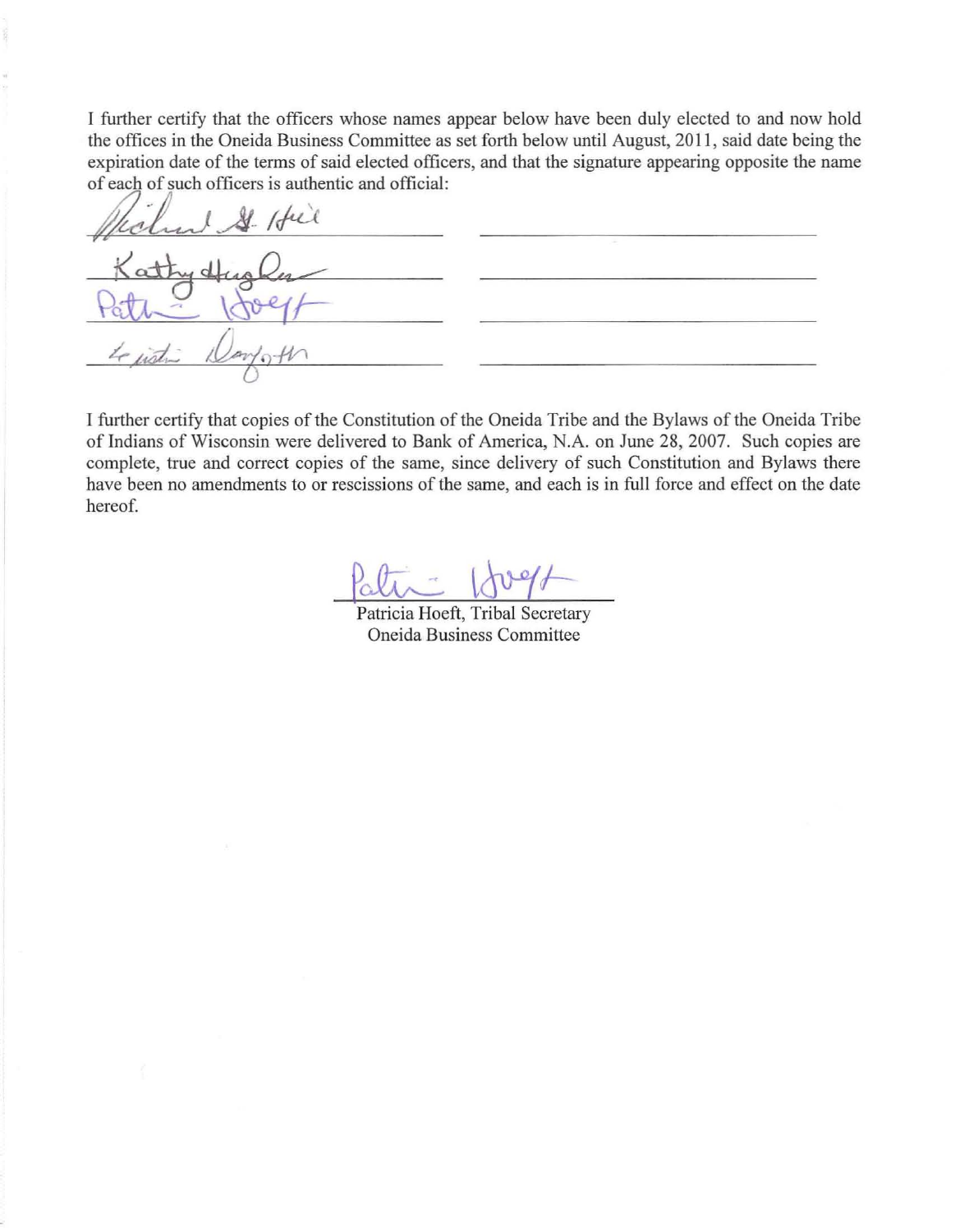I further certify that the officers whose names appear below have been duly elected to and now hold the offices in the Oneida Business Committee as set forth below until August, 2011, said date being the expiration date of the terms of said elected officers, and that the signature appearing opposite the name of each of such officers is authentic and official:

| | |
|---|---|
| Richard G. Hill | |
| Kathy Hughes | |
| Patti Hoeft | |
| Kristin Danforth | |

I further certify that copies of the Constitution of the Oneida Tribe and the Bylaws of the Oneida Tribe of Indians of Wisconsin were delivered to Bank of America, N.A. on June 28, 2007. Such copies are complete, true and correct copies of the same, since delivery of such Constitution and Bylaws there have been no amendments to or rescissions of the same, and each is in full force and effect on the date hereof.

Patti Hoeft

Patricia Hoeft, Tribal Secretary
Oneida Business Committee